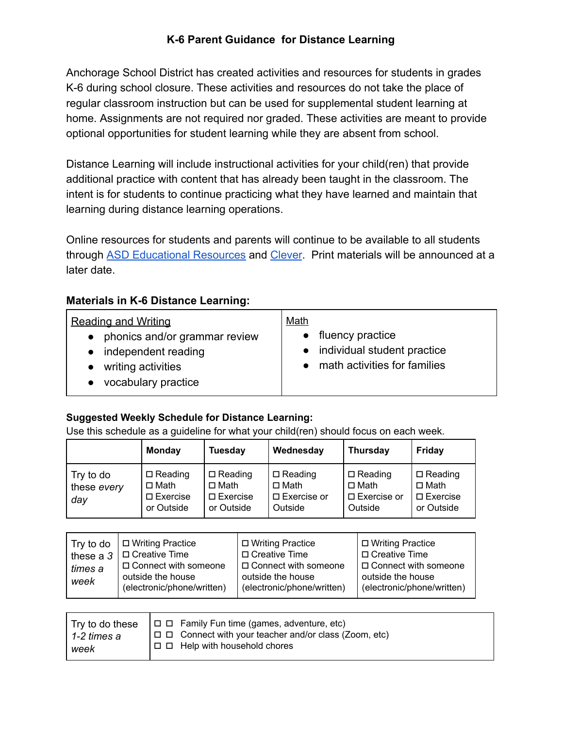# K-6 Parent Guidance for Distance Learning

Anchorage School District has created activities and resources for students in grades K-6 during school closure. These activities and resources do not take the place of regular classroom instruction but can be used for supplemental student learning at home. Assignments are not required nor graded. These activities are meant to provide optional opportunities for student learning while they are absent from school.

Distance Learning will include instructional activities for your child(ren) that provide additional practice with content that has already been taught in the classroom. The intent is for students to continue practicing what they have learned and maintain that learning during distance learning operations.

Online resources for students and parents will continue to be available to all students through ASD Educational Resources and Clever. Print materials will be announced at a later date.

**Materials in K-6 Distance Learning:**

| Reading and Writing | Math |
|---|---|
| • phonics and/or grammar review<br>• independent reading<br>• writing activities<br>• vocabulary practice | • fluency practice<br>• individual student practice<br>• math activities for families |

**Suggested Weekly Schedule for Distance Learning:**
Use this schedule as a guideline for what your child(ren) should focus on each week.

| | Monday | Tuesday | Wednesday | Thursday | Friday |
|---|---|---|---|---|---|
| Try to do these *every day* | ☐ Reading<br>☐ Math<br>☐ Exercise or Outside | ☐ Reading<br>☐ Math<br>☐ Exercise or Outside | ☐ Reading<br>☐ Math<br>☐ Exercise or Outside | ☐ Reading<br>☐ Math<br>☐ Exercise or Outside | ☐ Reading<br>☐ Math<br>☐ Exercise or Outside |

| Try to do these a *3 times a week* | | | |
|---|---|---|---|
| | ☐ Writing Practice<br>☐ Creative Time<br>☐ Connect with someone outside the house (electronic/phone/written) | ☐ Writing Practice<br>☐ Creative Time<br>☐ Connect with someone outside the house (electronic/phone/written) | ☐ Writing Practice<br>☐ Creative Time<br>☐ Connect with someone outside the house (electronic/phone/written) |

| Try to do these *1-2 times a week* | |
|---|---|
| | ☐ ☐ Family Fun time (games, adventure, etc)<br>☐ ☐ Connect with your teacher and/or class (Zoom, etc)<br>☐ ☐ Help with household chores |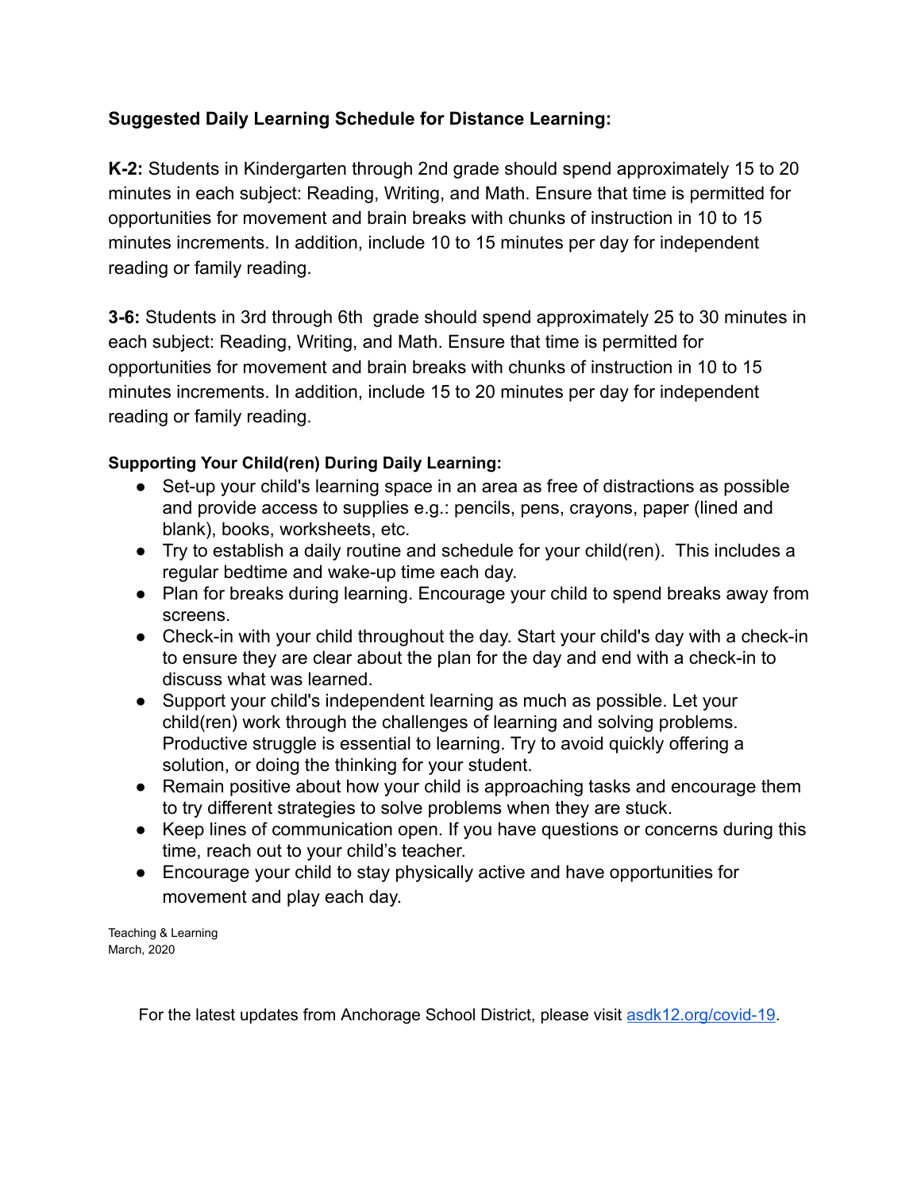**Suggested Daily Learning Schedule for Distance Learning:**

**K-2:** Students in Kindergarten through 2nd grade should spend approximately 15 to 20 minutes in each subject: Reading, Writing, and Math. Ensure that time is permitted for opportunities for movement and brain breaks with chunks of instruction in 10 to 15 minutes increments. In addition, include 10 to 15 minutes per day for independent reading or family reading.

**3-6:** Students in 3rd through 6th grade should spend approximately 25 to 30 minutes in each subject: Reading, Writing, and Math. Ensure that time is permitted for opportunities for movement and brain breaks with chunks of instruction in 10 to 15 minutes increments. In addition, include 15 to 20 minutes per day for independent reading or family reading.

**Supporting Your Child(ren) During Daily Learning:**

- Set-up your child's learning space in an area as free of distractions as possible and provide access to supplies e.g.: pencils, pens, crayons, paper (lined and blank), books, worksheets, etc.
- Try to establish a daily routine and schedule for your child(ren). This includes a regular bedtime and wake-up time each day.
- Plan for breaks during learning. Encourage your child to spend breaks away from screens.
- Check-in with your child throughout the day. Start your child's day with a check-in to ensure they are clear about the plan for the day and end with a check-in to discuss what was learned.
- Support your child's independent learning as much as possible. Let your child(ren) work through the challenges of learning and solving problems. Productive struggle is essential to learning. Try to avoid quickly offering a solution, or doing the thinking for your student.
- Remain positive about how your child is approaching tasks and encourage them to try different strategies to solve problems when they are stuck.
- Keep lines of communication open. If you have questions or concerns during this time, reach out to your child's teacher.
- Encourage your child to stay physically active and have opportunities for movement and play each day.

Teaching & Learning
March, 2020

For the latest updates from Anchorage School District, please visit [asdk12.org/covid-19](asdk12.org/covid-19).